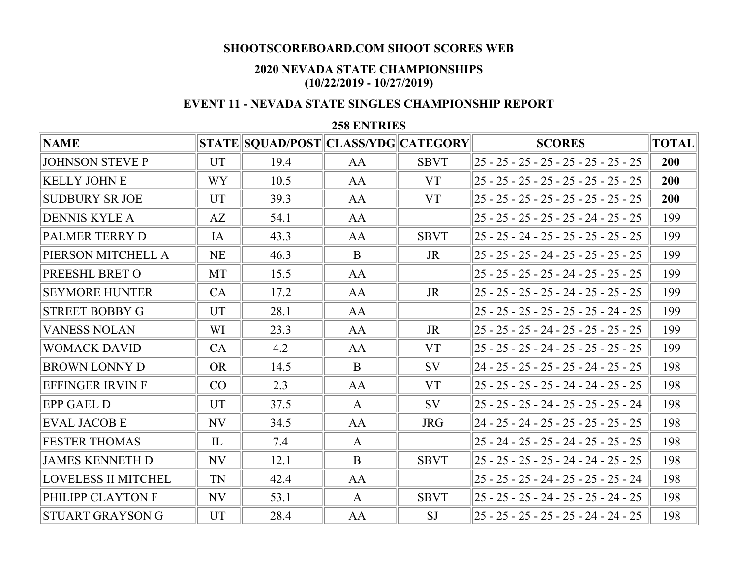**SHOOTSCOREBOARD.COM SHOOT SCORES WEB**

**2020 NEVADA STATE CHAMPIONSHIPS**
**(10/22/2019 - 10/27/2019)**

**EVENT 11 - NEVADA STATE SINGLES CHAMPIONSHIP REPORT**

**258 ENTRIES**

| NAME | STATE | SQUAD/POST | CLASS/YDG | CATEGORY | SCORES | TOTAL |
|---|---|---|---|---|---|---|
| JOHNSON STEVE P | UT | 19.4 | AA | SBVT | 25 - 25 - 25 - 25 - 25 - 25 - 25 - 25 | **200** |
| KELLY JOHN E | WY | 10.5 | AA | VT | 25 - 25 - 25 - 25 - 25 - 25 - 25 - 25 | **200** |
| SUDBURY SR JOE | UT | 39.3 | AA | VT | 25 - 25 - 25 - 25 - 25 - 25 - 25 - 25 | **200** |
| DENNIS KYLE A | AZ | 54.1 | AA | | 25 - 25 - 25 - 25 - 25 - 24 - 25 - 25 | 199 |
| PALMER TERRY D | IA | 43.3 | AA | SBVT | 25 - 25 - 24 - 25 - 25 - 25 - 25 - 25 | 199 |
| PIERSON MITCHELL A | NE | 46.3 | B | JR | 25 - 25 - 25 - 24 - 25 - 25 - 25 - 25 | 199 |
| PREESHL BRET O | MT | 15.5 | AA | | 25 - 25 - 25 - 25 - 24 - 25 - 25 - 25 | 199 |
| SEYMORE HUNTER | CA | 17.2 | AA | JR | 25 - 25 - 25 - 25 - 24 - 25 - 25 - 25 | 199 |
| STREET BOBBY G | UT | 28.1 | AA | | 25 - 25 - 25 - 25 - 25 - 25 - 24 - 25 | 199 |
| VANESS NOLAN | WI | 23.3 | AA | JR | 25 - 25 - 25 - 24 - 25 - 25 - 25 - 25 | 199 |
| WOMACK DAVID | CA | 4.2 | AA | VT | 25 - 25 - 25 - 24 - 25 - 25 - 25 - 25 | 199 |
| BROWN LONNY D | OR | 14.5 | B | SV | 24 - 25 - 25 - 25 - 25 - 24 - 25 - 25 | 198 |
| EFFINGER IRVIN F | CO | 2.3 | AA | VT | 25 - 25 - 25 - 25 - 24 - 24 - 25 - 25 | 198 |
| EPP GAEL D | UT | 37.5 | A | SV | 25 - 25 - 25 - 24 - 25 - 25 - 25 - 24 | 198 |
| EVAL JACOB E | NV | 34.5 | AA | JRG | 24 - 25 - 24 - 25 - 25 - 25 - 25 - 25 | 198 |
| FESTER THOMAS | IL | 7.4 | A | | 25 - 24 - 25 - 25 - 24 - 25 - 25 - 25 | 198 |
| JAMES KENNETH D | NV | 12.1 | B | SBVT | 25 - 25 - 25 - 25 - 24 - 24 - 25 - 25 | 198 |
| LOVELESS II MITCHEL | TN | 42.4 | AA | | 25 - 25 - 25 - 24 - 25 - 25 - 25 - 24 | 198 |
| PHILIPP CLAYTON F | NV | 53.1 | A | SBVT | 25 - 25 - 25 - 24 - 25 - 25 - 24 - 25 | 198 |
| STUART GRAYSON G | UT | 28.4 | AA | SJ | 25 - 25 - 25 - 25 - 25 - 24 - 24 - 25 | 198 |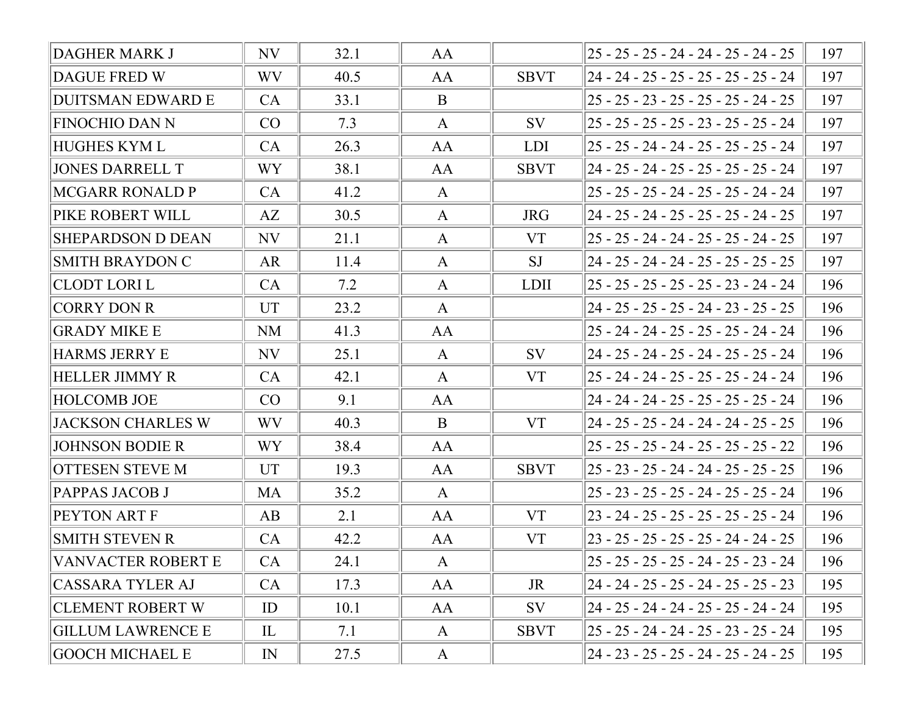| | | | | | | |
|---|---|---|---|---|---|---|
| DAGHER MARK J | NV | 32.1 | AA | | 25 - 25 - 25 - 24 - 24 - 25 - 24 - 25 | 197 |
| DAGUE FRED W | WV | 40.5 | AA | SBVT | 24 - 24 - 25 - 25 - 25 - 25 - 25 - 24 | 197 |
| DUITSMAN EDWARD E | CA | 33.1 | B | | 25 - 25 - 23 - 25 - 25 - 25 - 24 - 25 | 197 |
| FINOCHIO DAN N | CO | 7.3 | A | SV | 25 - 25 - 25 - 25 - 23 - 25 - 25 - 24 | 197 |
| HUGHES KYM L | CA | 26.3 | AA | LDI | 25 - 25 - 24 - 24 - 25 - 25 - 25 - 24 | 197 |
| JONES DARRELL T | WY | 38.1 | AA | SBVT | 24 - 25 - 24 - 25 - 25 - 25 - 25 - 24 | 197 |
| MCGARR RONALD P | CA | 41.2 | A | | 25 - 25 - 25 - 24 - 25 - 25 - 24 - 24 | 197 |
| PIKE ROBERT WILL | AZ | 30.5 | A | JRG | 24 - 25 - 24 - 25 - 25 - 25 - 24 - 25 | 197 |
| SHEPARDSON D DEAN | NV | 21.1 | A | VT | 25 - 25 - 24 - 24 - 25 - 25 - 24 - 25 | 197 |
| SMITH BRAYDON C | AR | 11.4 | A | SJ | 24 - 25 - 24 - 24 - 25 - 25 - 25 - 25 | 197 |
| CLODT LORI L | CA | 7.2 | A | LDII | 25 - 25 - 25 - 25 - 25 - 23 - 24 - 24 | 196 |
| CORRY DON R | UT | 23.2 | A | | 24 - 25 - 25 - 25 - 24 - 23 - 25 - 25 | 196 |
| GRADY MIKE E | NM | 41.3 | AA | | 25 - 24 - 24 - 25 - 25 - 25 - 24 - 24 | 196 |
| HARMS JERRY E | NV | 25.1 | A | SV | 24 - 25 - 24 - 25 - 24 - 25 - 25 - 24 | 196 |
| HELLER JIMMY R | CA | 42.1 | A | VT | 25 - 24 - 24 - 25 - 25 - 25 - 24 - 24 | 196 |
| HOLCOMB JOE | CO | 9.1 | AA | | 24 - 24 - 24 - 25 - 25 - 25 - 25 - 24 | 196 |
| JACKSON CHARLES W | WV | 40.3 | B | VT | 24 - 25 - 25 - 24 - 24 - 24 - 25 - 25 | 196 |
| JOHNSON BODIE R | WY | 38.4 | AA | | 25 - 25 - 25 - 24 - 25 - 25 - 25 - 22 | 196 |
| OTTESEN STEVE M | UT | 19.3 | AA | SBVT | 25 - 23 - 25 - 24 - 24 - 25 - 25 - 25 | 196 |
| PAPPAS JACOB J | MA | 35.2 | A | | 25 - 23 - 25 - 25 - 24 - 25 - 25 - 24 | 196 |
| PEYTON ART F | AB | 2.1 | AA | VT | 23 - 24 - 25 - 25 - 25 - 25 - 25 - 24 | 196 |
| SMITH STEVEN R | CA | 42.2 | AA | VT | 23 - 25 - 25 - 25 - 25 - 24 - 24 - 25 | 196 |
| VANVACTER ROBERT E | CA | 24.1 | A | | 25 - 25 - 25 - 25 - 24 - 25 - 23 - 24 | 196 |
| CASSARA TYLER AJ | CA | 17.3 | AA | JR | 24 - 24 - 25 - 25 - 24 - 25 - 25 - 23 | 195 |
| CLEMENT ROBERT W | ID | 10.1 | AA | SV | 24 - 25 - 24 - 24 - 25 - 25 - 24 - 24 | 195 |
| GILLUM LAWRENCE E | IL | 7.1 | A | SBVT | 25 - 25 - 24 - 24 - 25 - 23 - 25 - 24 | 195 |
| GOOCH MICHAEL E | IN | 27.5 | A | | 24 - 23 - 25 - 25 - 24 - 25 - 24 - 25 | 195 |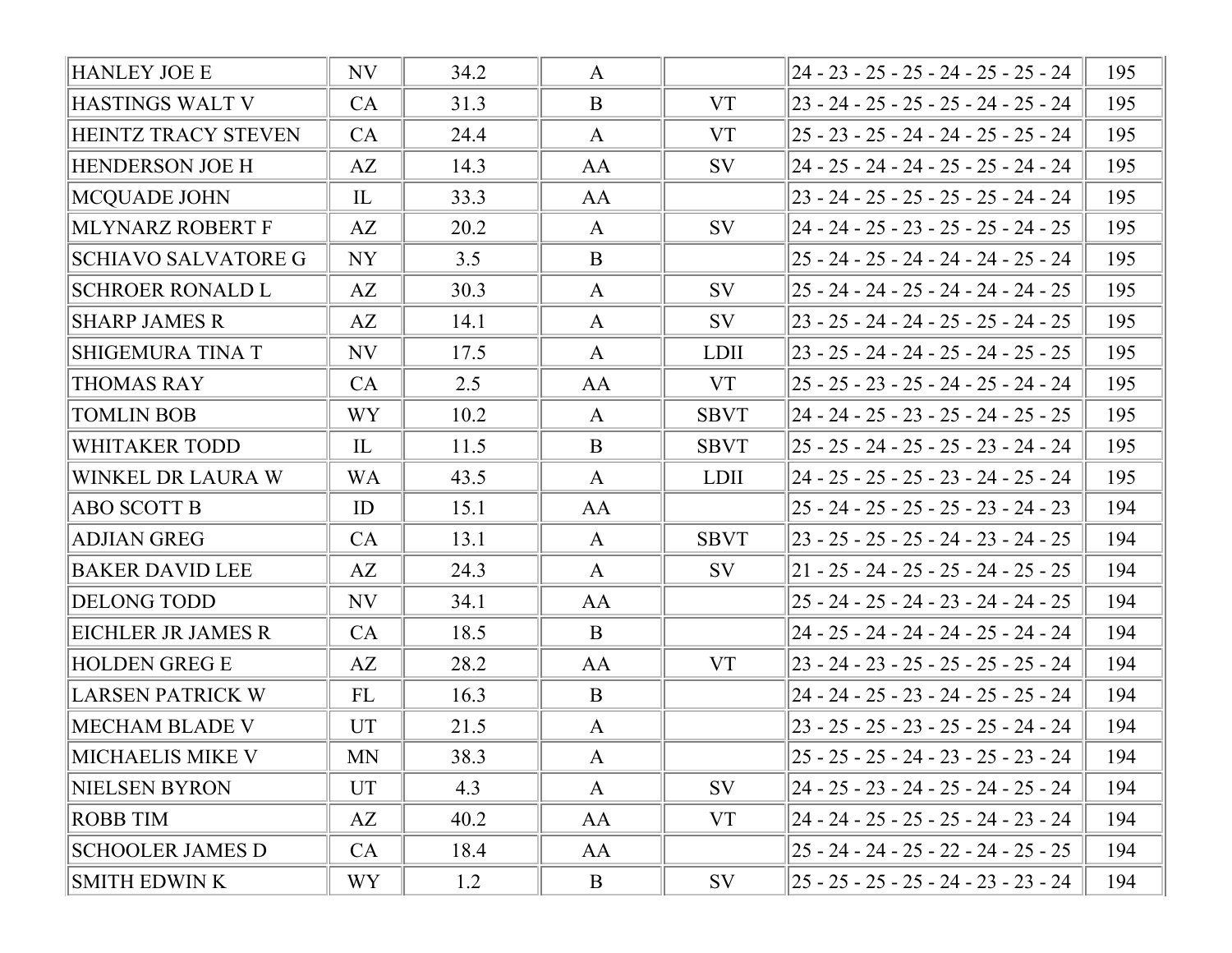| | | | | | | |
|---|---|---|---|---|---|---|
| HANLEY JOE E | NV | 34.2 | A | | 24 - 23 - 25 - 25 - 24 - 25 - 25 - 24 | 195 |
| HASTINGS WALT V | CA | 31.3 | B | VT | 23 - 24 - 25 - 25 - 25 - 24 - 25 - 24 | 195 |
| HEINTZ TRACY STEVEN | CA | 24.4 | A | VT | 25 - 23 - 25 - 24 - 24 - 25 - 25 - 24 | 195 |
| HENDERSON JOE H | AZ | 14.3 | AA | SV | 24 - 25 - 24 - 24 - 25 - 25 - 24 - 24 | 195 |
| MCQUADE JOHN | IL | 33.3 | AA | | 23 - 24 - 25 - 25 - 25 - 25 - 24 - 24 | 195 |
| MLYNARZ ROBERT F | AZ | 20.2 | A | SV | 24 - 24 - 25 - 23 - 25 - 25 - 24 - 25 | 195 |
| SCHIAVO SALVATORE G | NY | 3.5 | B | | 25 - 24 - 25 - 24 - 24 - 24 - 25 - 24 | 195 |
| SCHROER RONALD L | AZ | 30.3 | A | SV | 25 - 24 - 24 - 25 - 24 - 24 - 24 - 25 | 195 |
| SHARP JAMES R | AZ | 14.1 | A | SV | 23 - 25 - 24 - 24 - 25 - 25 - 24 - 25 | 195 |
| SHIGEMURA TINA T | NV | 17.5 | A | LDII | 23 - 25 - 24 - 24 - 25 - 24 - 25 - 25 | 195 |
| THOMAS RAY | CA | 2.5 | AA | VT | 25 - 25 - 23 - 25 - 24 - 25 - 24 - 24 | 195 |
| TOMLIN BOB | WY | 10.2 | A | SBVT | 24 - 24 - 25 - 23 - 25 - 24 - 25 - 25 | 195 |
| WHITAKER TODD | IL | 11.5 | B | SBVT | 25 - 25 - 24 - 25 - 25 - 23 - 24 - 24 | 195 |
| WINKEL DR LAURA W | WA | 43.5 | A | LDII | 24 - 25 - 25 - 25 - 23 - 24 - 25 - 24 | 195 |
| ABO SCOTT B | ID | 15.1 | AA | | 25 - 24 - 25 - 25 - 25 - 23 - 24 - 23 | 194 |
| ADJIAN GREG | CA | 13.1 | A | SBVT | 23 - 25 - 25 - 25 - 24 - 23 - 24 - 25 | 194 |
| BAKER DAVID LEE | AZ | 24.3 | A | SV | 21 - 25 - 24 - 25 - 25 - 24 - 25 - 25 | 194 |
| DELONG TODD | NV | 34.1 | AA | | 25 - 24 - 25 - 24 - 23 - 24 - 24 - 25 | 194 |
| EICHLER JR JAMES R | CA | 18.5 | B | | 24 - 25 - 24 - 24 - 24 - 25 - 24 - 24 | 194 |
| HOLDEN GREG E | AZ | 28.2 | AA | VT | 23 - 24 - 23 - 25 - 25 - 25 - 25 - 24 | 194 |
| LARSEN PATRICK W | FL | 16.3 | B | | 24 - 24 - 25 - 23 - 24 - 25 - 25 - 24 | 194 |
| MECHAM BLADE V | UT | 21.5 | A | | 23 - 25 - 25 - 23 - 25 - 25 - 24 - 24 | 194 |
| MICHAELIS MIKE V | MN | 38.3 | A | | 25 - 25 - 25 - 24 - 23 - 25 - 23 - 24 | 194 |
| NIELSEN BYRON | UT | 4.3 | A | SV | 24 - 25 - 23 - 24 - 25 - 24 - 25 - 24 | 194 |
| ROBB TIM | AZ | 40.2 | AA | VT | 24 - 24 - 25 - 25 - 25 - 24 - 23 - 24 | 194 |
| SCHOOLER JAMES D | CA | 18.4 | AA | | 25 - 24 - 24 - 25 - 22 - 24 - 25 - 25 | 194 |
| SMITH EDWIN K | WY | 1.2 | B | SV | 25 - 25 - 25 - 25 - 24 - 23 - 23 - 24 | 194 |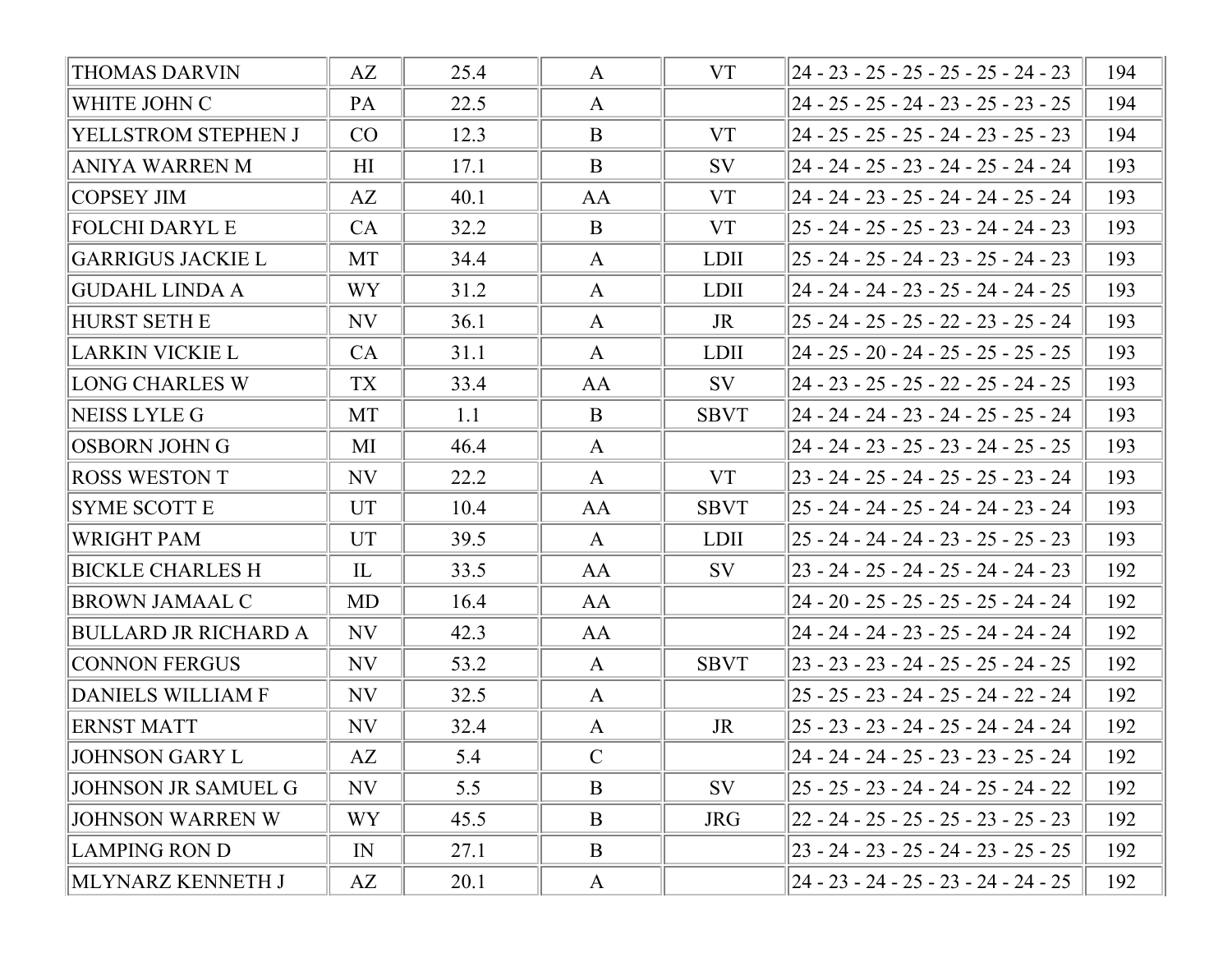| | | | | | | |
|---|---|---|---|---|---|---|
| THOMAS DARVIN | AZ | 25.4 | A | VT | 24 - 23 - 25 - 25 - 25 - 25 - 24 - 23 | 194 |
| WHITE JOHN C | PA | 22.5 | A | | 24 - 25 - 25 - 24 - 23 - 25 - 23 - 25 | 194 |
| YELLSTROM STEPHEN J | CO | 12.3 | B | VT | 24 - 25 - 25 - 25 - 24 - 23 - 25 - 23 | 194 |
| ANIYA WARREN M | HI | 17.1 | B | SV | 24 - 24 - 25 - 23 - 24 - 25 - 24 - 24 | 193 |
| COPSEY JIM | AZ | 40.1 | AA | VT | 24 - 24 - 23 - 25 - 24 - 24 - 25 - 24 | 193 |
| FOLCHI DARYL E | CA | 32.2 | B | VT | 25 - 24 - 25 - 25 - 23 - 24 - 24 - 23 | 193 |
| GARRIGUS JACKIE L | MT | 34.4 | A | LDII | 25 - 24 - 25 - 24 - 23 - 25 - 24 - 23 | 193 |
| GUDAHL LINDA A | WY | 31.2 | A | LDII | 24 - 24 - 24 - 23 - 25 - 24 - 24 - 25 | 193 |
| HURST SETH E | NV | 36.1 | A | JR | 25 - 24 - 25 - 25 - 22 - 23 - 25 - 24 | 193 |
| LARKIN VICKIE L | CA | 31.1 | A | LDII | 24 - 25 - 20 - 24 - 25 - 25 - 25 - 25 | 193 |
| LONG CHARLES W | TX | 33.4 | AA | SV | 24 - 23 - 25 - 25 - 22 - 25 - 24 - 25 | 193 |
| NEISS LYLE G | MT | 1.1 | B | SBVT | 24 - 24 - 24 - 23 - 24 - 25 - 25 - 24 | 193 |
| OSBORN JOHN G | MI | 46.4 | A | | 24 - 24 - 23 - 25 - 23 - 24 - 25 - 25 | 193 |
| ROSS WESTON T | NV | 22.2 | A | VT | 23 - 24 - 25 - 24 - 25 - 25 - 23 - 24 | 193 |
| SYME SCOTT E | UT | 10.4 | AA | SBVT | 25 - 24 - 24 - 25 - 24 - 24 - 23 - 24 | 193 |
| WRIGHT PAM | UT | 39.5 | A | LDII | 25 - 24 - 24 - 24 - 23 - 25 - 25 - 23 | 193 |
| BICKLE CHARLES H | IL | 33.5 | AA | SV | 23 - 24 - 25 - 24 - 25 - 24 - 24 - 23 | 192 |
| BROWN JAMAAL C | MD | 16.4 | AA | | 24 - 20 - 25 - 25 - 25 - 25 - 24 - 24 | 192 |
| BULLARD JR RICHARD A | NV | 42.3 | AA | | 24 - 24 - 24 - 23 - 25 - 24 - 24 - 24 | 192 |
| CONNON FERGUS | NV | 53.2 | A | SBVT | 23 - 23 - 23 - 24 - 25 - 25 - 24 - 25 | 192 |
| DANIELS WILLIAM F | NV | 32.5 | A | | 25 - 25 - 23 - 24 - 25 - 24 - 22 - 24 | 192 |
| ERNST MATT | NV | 32.4 | A | JR | 25 - 23 - 23 - 24 - 25 - 24 - 24 - 24 | 192 |
| JOHNSON GARY L | AZ | 5.4 | C | | 24 - 24 - 24 - 25 - 23 - 23 - 25 - 24 | 192 |
| JOHNSON JR SAMUEL G | NV | 5.5 | B | SV | 25 - 25 - 23 - 24 - 24 - 25 - 24 - 22 | 192 |
| JOHNSON WARREN W | WY | 45.5 | B | JRG | 22 - 24 - 25 - 25 - 25 - 23 - 25 - 23 | 192 |
| LAMPING RON D | IN | 27.1 | B | | 23 - 24 - 23 - 25 - 24 - 23 - 25 - 25 | 192 |
| MLYNARZ KENNETH J | AZ | 20.1 | A | | 24 - 23 - 24 - 25 - 23 - 24 - 24 - 25 | 192 |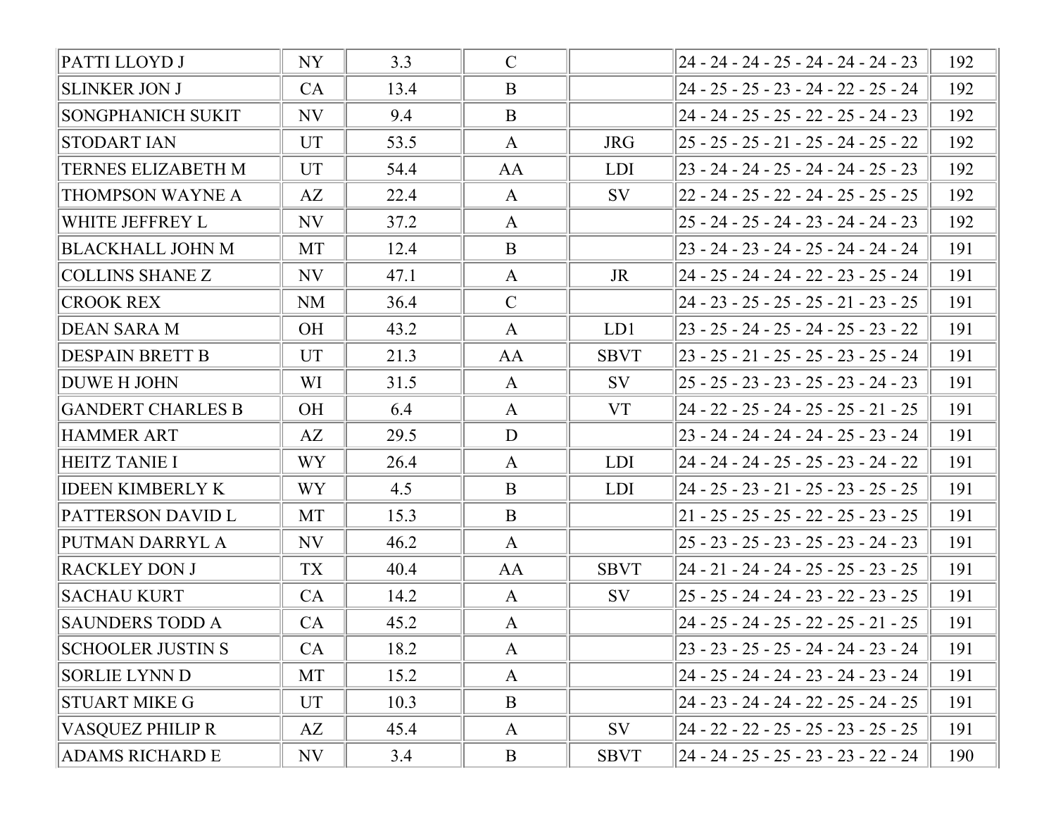| | | | | | | |
|---|---|---|---|---|---|---|
| PATTI LLOYD J | NY | 3.3 | C | | 24 - 24 - 24 - 25 - 24 - 24 - 24 - 23 | 192 |
| SLINKER JON J | CA | 13.4 | B | | 24 - 25 - 25 - 23 - 24 - 22 - 25 - 24 | 192 |
| SONGPHANICH SUKIT | NV | 9.4 | B | | 24 - 24 - 25 - 25 - 22 - 25 - 24 - 23 | 192 |
| STODART IAN | UT | 53.5 | A | JRG | 25 - 25 - 25 - 21 - 25 - 24 - 25 - 22 | 192 |
| TERNES ELIZABETH M | UT | 54.4 | AA | LDI | 23 - 24 - 24 - 25 - 24 - 24 - 25 - 23 | 192 |
| THOMPSON WAYNE A | AZ | 22.4 | A | SV | 22 - 24 - 25 - 22 - 24 - 25 - 25 - 25 | 192 |
| WHITE JEFFREY L | NV | 37.2 | A | | 25 - 24 - 25 - 24 - 23 - 24 - 24 - 23 | 192 |
| BLACKHALL JOHN M | MT | 12.4 | B | | 23 - 24 - 23 - 24 - 25 - 24 - 24 - 24 | 191 |
| COLLINS SHANE Z | NV | 47.1 | A | JR | 24 - 25 - 24 - 24 - 22 - 23 - 25 - 24 | 191 |
| CROOK REX | NM | 36.4 | C | | 24 - 23 - 25 - 25 - 25 - 21 - 23 - 25 | 191 |
| DEAN SARA M | OH | 43.2 | A | LD1 | 23 - 25 - 24 - 25 - 24 - 25 - 23 - 22 | 191 |
| DESPAIN BRETT B | UT | 21.3 | AA | SBVT | 23 - 25 - 21 - 25 - 25 - 23 - 25 - 24 | 191 |
| DUWE H JOHN | WI | 31.5 | A | SV | 25 - 25 - 23 - 23 - 25 - 23 - 24 - 23 | 191 |
| GANDERT CHARLES B | OH | 6.4 | A | VT | 24 - 22 - 25 - 24 - 25 - 25 - 21 - 25 | 191 |
| HAMMER ART | AZ | 29.5 | D | | 23 - 24 - 24 - 24 - 24 - 25 - 23 - 24 | 191 |
| HEITZ TANIE I | WY | 26.4 | A | LDI | 24 - 24 - 24 - 25 - 25 - 23 - 24 - 22 | 191 |
| IDEEN KIMBERLY K | WY | 4.5 | B | LDI | 24 - 25 - 23 - 21 - 25 - 23 - 25 - 25 | 191 |
| PATTERSON DAVID L | MT | 15.3 | B | | 21 - 25 - 25 - 25 - 22 - 25 - 23 - 25 | 191 |
| PUTMAN DARRYL A | NV | 46.2 | A | | 25 - 23 - 25 - 23 - 25 - 23 - 24 - 23 | 191 |
| RACKLEY DON J | TX | 40.4 | AA | SBVT | 24 - 21 - 24 - 24 - 25 - 25 - 23 - 25 | 191 |
| SACHAU KURT | CA | 14.2 | A | SV | 25 - 25 - 24 - 24 - 23 - 22 - 23 - 25 | 191 |
| SAUNDERS TODD A | CA | 45.2 | A | | 24 - 25 - 24 - 25 - 22 - 25 - 21 - 25 | 191 |
| SCHOOLER JUSTIN S | CA | 18.2 | A | | 23 - 23 - 25 - 25 - 24 - 24 - 23 - 24 | 191 |
| SORLIE LYNN D | MT | 15.2 | A | | 24 - 25 - 24 - 24 - 23 - 24 - 23 - 24 | 191 |
| STUART MIKE G | UT | 10.3 | B | | 24 - 23 - 24 - 24 - 22 - 25 - 24 - 25 | 191 |
| VASQUEZ PHILIP R | AZ | 45.4 | A | SV | 24 - 22 - 22 - 25 - 25 - 23 - 25 - 25 | 191 |
| ADAMS RICHARD E | NV | 3.4 | B | SBVT | 24 - 24 - 25 - 25 - 23 - 23 - 22 - 24 | 190 |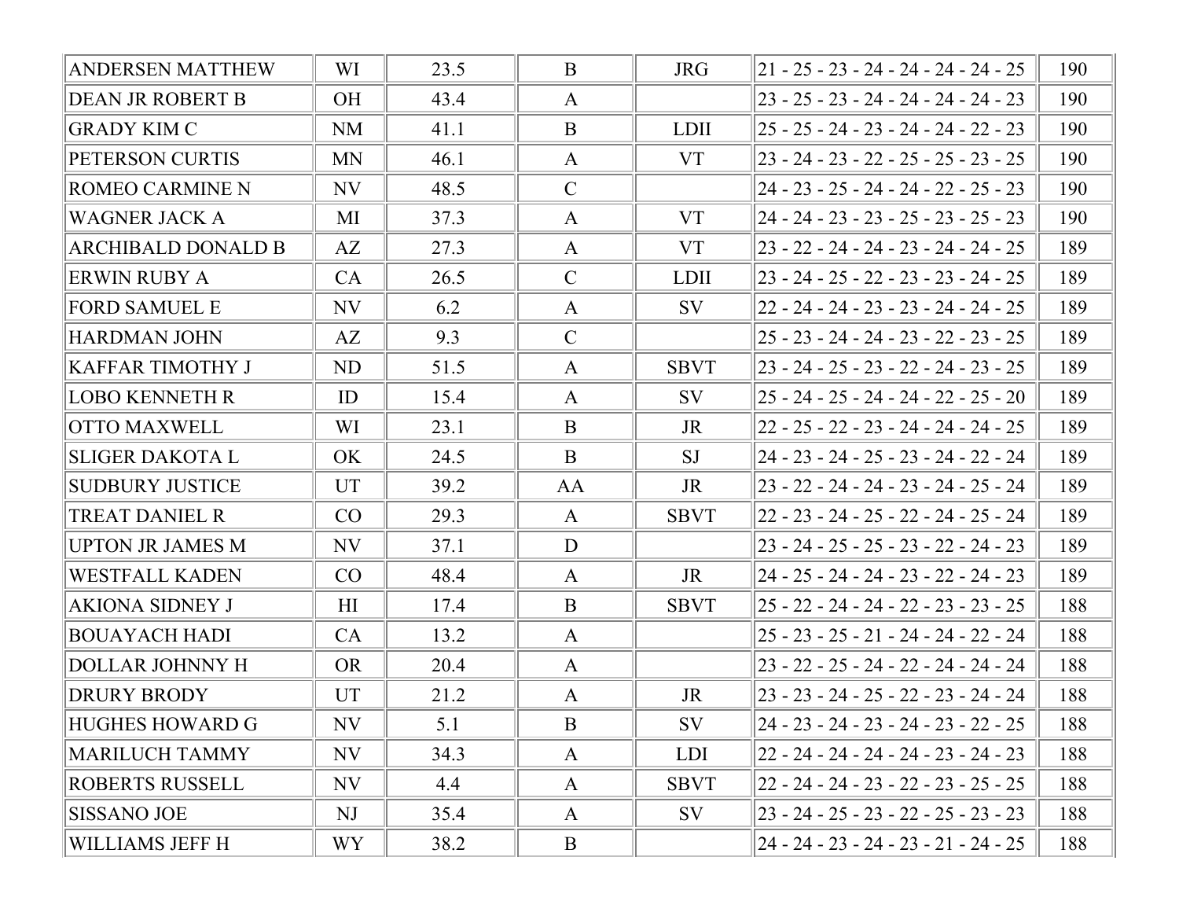| | | | | | | |
|---|---|---|---|---|---|---|
| ANDERSEN MATTHEW | WI | 23.5 | B | JRG | 21 - 25 - 23 - 24 - 24 - 24 - 24 - 25 | 190 |
| DEAN JR ROBERT B | OH | 43.4 | A | | 23 - 25 - 23 - 24 - 24 - 24 - 24 - 23 | 190 |
| GRADY KIM C | NM | 41.1 | B | LDII | 25 - 25 - 24 - 23 - 24 - 24 - 22 - 23 | 190 |
| PETERSON CURTIS | MN | 46.1 | A | VT | 23 - 24 - 23 - 22 - 25 - 25 - 23 - 25 | 190 |
| ROMEO CARMINE N | NV | 48.5 | C | | 24 - 23 - 25 - 24 - 24 - 22 - 25 - 23 | 190 |
| WAGNER JACK A | MI | 37.3 | A | VT | 24 - 24 - 23 - 23 - 25 - 23 - 25 - 23 | 190 |
| ARCHIBALD DONALD B | AZ | 27.3 | A | VT | 23 - 22 - 24 - 24 - 23 - 24 - 24 - 25 | 189 |
| ERWIN RUBY A | CA | 26.5 | C | LDII | 23 - 24 - 25 - 22 - 23 - 23 - 24 - 25 | 189 |
| FORD SAMUEL E | NV | 6.2 | A | SV | 22 - 24 - 24 - 23 - 23 - 24 - 24 - 25 | 189 |
| HARDMAN JOHN | AZ | 9.3 | C | | 25 - 23 - 24 - 24 - 23 - 22 - 23 - 25 | 189 |
| KAFFAR TIMOTHY J | ND | 51.5 | A | SBVT | 23 - 24 - 25 - 23 - 22 - 24 - 23 - 25 | 189 |
| LOBO KENNETH R | ID | 15.4 | A | SV | 25 - 24 - 25 - 24 - 24 - 22 - 25 - 20 | 189 |
| OTTO MAXWELL | WI | 23.1 | B | JR | 22 - 25 - 22 - 23 - 24 - 24 - 24 - 25 | 189 |
| SLIGER DAKOTA L | OK | 24.5 | B | SJ | 24 - 23 - 24 - 25 - 23 - 24 - 22 - 24 | 189 |
| SUDBURY JUSTICE | UT | 39.2 | AA | JR | 23 - 22 - 24 - 24 - 23 - 24 - 25 - 24 | 189 |
| TREAT DANIEL R | CO | 29.3 | A | SBVT | 22 - 23 - 24 - 25 - 22 - 24 - 25 - 24 | 189 |
| UPTON JR JAMES M | NV | 37.1 | D | | 23 - 24 - 25 - 25 - 23 - 22 - 24 - 23 | 189 |
| WESTFALL KADEN | CO | 48.4 | A | JR | 24 - 25 - 24 - 24 - 23 - 22 - 24 - 23 | 189 |
| AKIONA SIDNEY J | HI | 17.4 | B | SBVT | 25 - 22 - 24 - 24 - 22 - 23 - 23 - 25 | 188 |
| BOUAYACH HADI | CA | 13.2 | A | | 25 - 23 - 25 - 21 - 24 - 24 - 22 - 24 | 188 |
| DOLLAR JOHNNY H | OR | 20.4 | A | | 23 - 22 - 25 - 24 - 22 - 24 - 24 - 24 | 188 |
| DRURY BRODY | UT | 21.2 | A | JR | 23 - 23 - 24 - 25 - 22 - 23 - 24 - 24 | 188 |
| HUGHES HOWARD G | NV | 5.1 | B | SV | 24 - 23 - 24 - 23 - 24 - 23 - 22 - 25 | 188 |
| MARILUCH TAMMY | NV | 34.3 | A | LDI | 22 - 24 - 24 - 24 - 24 - 23 - 24 - 23 | 188 |
| ROBERTS RUSSELL | NV | 4.4 | A | SBVT | 22 - 24 - 24 - 23 - 22 - 23 - 25 - 25 | 188 |
| SISSANO JOE | NJ | 35.4 | A | SV | 23 - 24 - 25 - 23 - 22 - 25 - 23 - 23 | 188 |
| WILLIAMS JEFF H | WY | 38.2 | B | | 24 - 24 - 23 - 24 - 23 - 21 - 24 - 25 | 188 |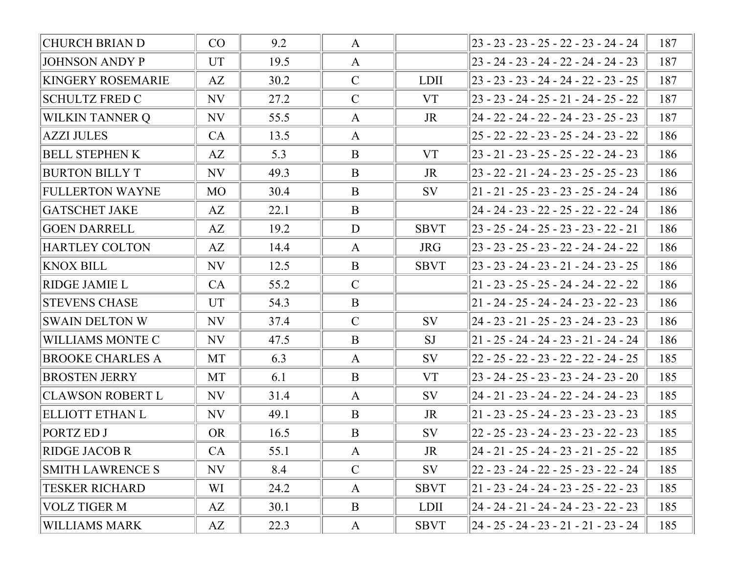| | | | | | | |
|---|---|---|---|---|---|---|
| CHURCH BRIAN D | CO | 9.2 | A | | 23 - 23 - 23 - 25 - 22 - 23 - 24 - 24 | 187 |
| JOHNSON ANDY P | UT | 19.5 | A | | 23 - 24 - 23 - 24 - 22 - 24 - 24 - 23 | 187 |
| KINGERY ROSEMARIE | AZ | 30.2 | C | LDII | 23 - 23 - 23 - 24 - 24 - 22 - 23 - 25 | 187 |
| SCHULTZ FRED C | NV | 27.2 | C | VT | 23 - 23 - 24 - 25 - 21 - 24 - 25 - 22 | 187 |
| WILKIN TANNER Q | NV | 55.5 | A | JR | 24 - 22 - 24 - 22 - 24 - 23 - 25 - 23 | 187 |
| AZZI JULES | CA | 13.5 | A | | 25 - 22 - 22 - 23 - 25 - 24 - 23 - 22 | 186 |
| BELL STEPHEN K | AZ | 5.3 | B | VT | 23 - 21 - 23 - 25 - 25 - 22 - 24 - 23 | 186 |
| BURTON BILLY T | NV | 49.3 | B | JR | 23 - 22 - 21 - 24 - 23 - 25 - 25 - 23 | 186 |
| FULLERTON WAYNE | MO | 30.4 | B | SV | 21 - 21 - 25 - 23 - 23 - 25 - 24 - 24 | 186 |
| GATSCHET JAKE | AZ | 22.1 | B | | 24 - 24 - 23 - 22 - 25 - 22 - 22 - 24 | 186 |
| GOEN DARRELL | AZ | 19.2 | D | SBVT | 23 - 25 - 24 - 25 - 23 - 23 - 22 - 21 | 186 |
| HARTLEY COLTON | AZ | 14.4 | A | JRG | 23 - 23 - 25 - 23 - 22 - 24 - 24 - 22 | 186 |
| KNOX BILL | NV | 12.5 | B | SBVT | 23 - 23 - 24 - 23 - 21 - 24 - 23 - 25 | 186 |
| RIDGE JAMIE L | CA | 55.2 | C | | 21 - 23 - 25 - 25 - 24 - 24 - 22 - 22 | 186 |
| STEVENS CHASE | UT | 54.3 | B | | 21 - 24 - 25 - 24 - 24 - 23 - 22 - 23 | 186 |
| SWAIN DELTON W | NV | 37.4 | C | SV | 24 - 23 - 21 - 25 - 23 - 24 - 23 - 23 | 186 |
| WILLIAMS MONTE C | NV | 47.5 | B | SJ | 21 - 25 - 24 - 24 - 23 - 21 - 24 - 24 | 186 |
| BROOKE CHARLES A | MT | 6.3 | A | SV | 22 - 25 - 22 - 23 - 22 - 22 - 24 - 25 | 185 |
| BROSTEN JERRY | MT | 6.1 | B | VT | 23 - 24 - 25 - 23 - 23 - 24 - 23 - 20 | 185 |
| CLAWSON ROBERT L | NV | 31.4 | A | SV | 24 - 21 - 23 - 24 - 22 - 24 - 24 - 23 | 185 |
| ELLIOTT ETHAN L | NV | 49.1 | B | JR | 21 - 23 - 25 - 24 - 23 - 23 - 23 - 23 | 185 |
| PORTZ ED J | OR | 16.5 | B | SV | 22 - 25 - 23 - 24 - 23 - 23 - 22 - 23 | 185 |
| RIDGE JACOB R | CA | 55.1 | A | JR | 24 - 21 - 25 - 24 - 23 - 21 - 25 - 22 | 185 |
| SMITH LAWRENCE S | NV | 8.4 | C | SV | 22 - 23 - 24 - 22 - 25 - 23 - 22 - 24 | 185 |
| TESKER RICHARD | WI | 24.2 | A | SBVT | 21 - 23 - 24 - 24 - 23 - 25 - 22 - 23 | 185 |
| VOLZ TIGER M | AZ | 30.1 | B | LDII | 24 - 24 - 21 - 24 - 24 - 23 - 22 - 23 | 185 |
| WILLIAMS MARK | AZ | 22.3 | A | SBVT | 24 - 25 - 24 - 23 - 21 - 21 - 23 - 24 | 185 |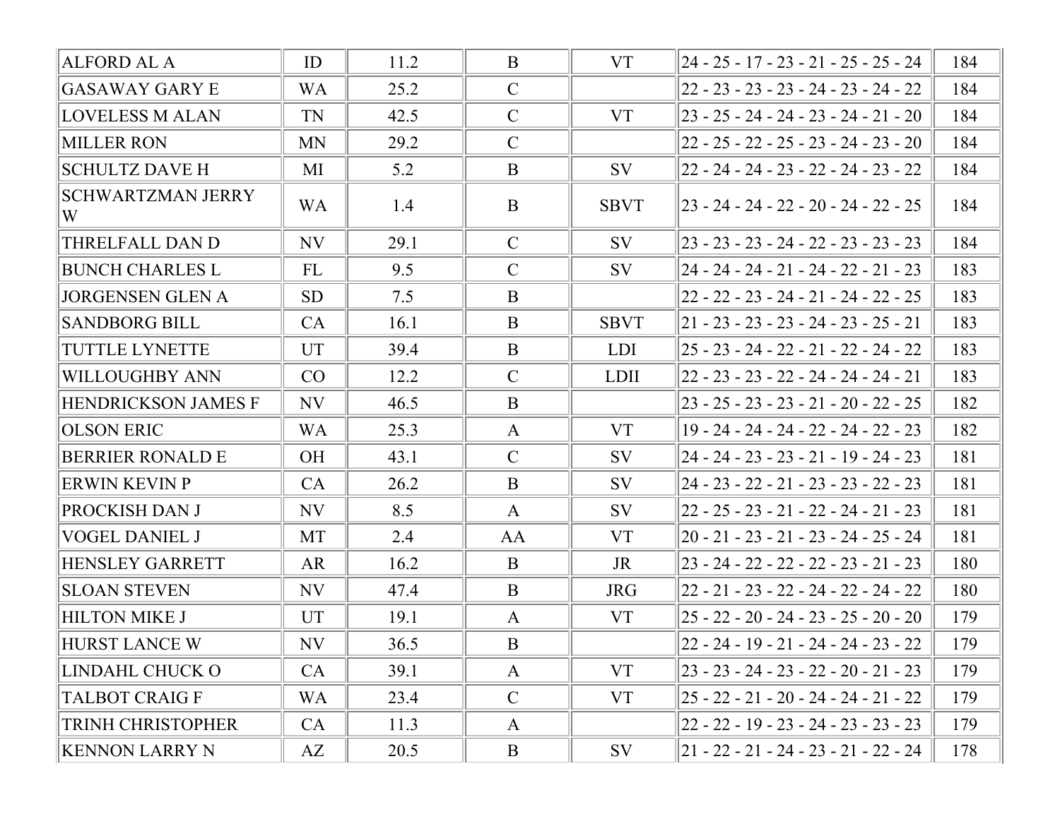| | | | | | | |
|---|---|---|---|---|---|---|
| ALFORD AL A | ID | 11.2 | B | VT | 24 - 25 - 17 - 23 - 21 - 25 - 25 - 24 | 184 |
| GASAWAY GARY E | WA | 25.2 | C | | 22 - 23 - 23 - 23 - 24 - 23 - 24 - 22 | 184 |
| LOVELESS M ALAN | TN | 42.5 | C | VT | 23 - 25 - 24 - 24 - 23 - 24 - 21 - 20 | 184 |
| MILLER RON | MN | 29.2 | C | | 22 - 25 - 22 - 25 - 23 - 24 - 23 - 20 | 184 |
| SCHULTZ DAVE H | MI | 5.2 | B | SV | 22 - 24 - 24 - 23 - 22 - 24 - 23 - 22 | 184 |
| SCHWARTZMAN JERRY W | WA | 1.4 | B | SBVT | 23 - 24 - 24 - 22 - 20 - 24 - 22 - 25 | 184 |
| THRELFALL DAN D | NV | 29.1 | C | SV | 23 - 23 - 23 - 24 - 22 - 23 - 23 - 23 | 184 |
| BUNCH CHARLES L | FL | 9.5 | C | SV | 24 - 24 - 24 - 21 - 24 - 22 - 21 - 23 | 183 |
| JORGENSEN GLEN A | SD | 7.5 | B | | 22 - 22 - 23 - 24 - 21 - 24 - 22 - 25 | 183 |
| SANDBORG BILL | CA | 16.1 | B | SBVT | 21 - 23 - 23 - 23 - 24 - 23 - 25 - 21 | 183 |
| TUTTLE LYNETTE | UT | 39.4 | B | LDI | 25 - 23 - 24 - 22 - 21 - 22 - 24 - 22 | 183 |
| WILLOUGHBY ANN | CO | 12.2 | C | LDII | 22 - 23 - 23 - 22 - 24 - 24 - 24 - 21 | 183 |
| HENDRICKSON JAMES F | NV | 46.5 | B | | 23 - 25 - 23 - 23 - 21 - 20 - 22 - 25 | 182 |
| OLSON ERIC | WA | 25.3 | A | VT | 19 - 24 - 24 - 24 - 22 - 24 - 22 - 23 | 182 |
| BERRIER RONALD E | OH | 43.1 | C | SV | 24 - 24 - 23 - 23 - 21 - 19 - 24 - 23 | 181 |
| ERWIN KEVIN P | CA | 26.2 | B | SV | 24 - 23 - 22 - 21 - 23 - 23 - 22 - 23 | 181 |
| PROCKISH DAN J | NV | 8.5 | A | SV | 22 - 25 - 23 - 21 - 22 - 24 - 21 - 23 | 181 |
| VOGEL DANIEL J | MT | 2.4 | AA | VT | 20 - 21 - 23 - 21 - 23 - 24 - 25 - 24 | 181 |
| HENSLEY GARRETT | AR | 16.2 | B | JR | 23 - 24 - 22 - 22 - 22 - 23 - 21 - 23 | 180 |
| SLOAN STEVEN | NV | 47.4 | B | JRG | 22 - 21 - 23 - 22 - 24 - 22 - 24 - 22 | 180 |
| HILTON MIKE J | UT | 19.1 | A | VT | 25 - 22 - 20 - 24 - 23 - 25 - 20 - 20 | 179 |
| HURST LANCE W | NV | 36.5 | B | | 22 - 24 - 19 - 21 - 24 - 24 - 23 - 22 | 179 |
| LINDAHL CHUCK O | CA | 39.1 | A | VT | 23 - 23 - 24 - 23 - 22 - 20 - 21 - 23 | 179 |
| TALBOT CRAIG F | WA | 23.4 | C | VT | 25 - 22 - 21 - 20 - 24 - 24 - 21 - 22 | 179 |
| TRINH CHRISTOPHER | CA | 11.3 | A | | 22 - 22 - 19 - 23 - 24 - 23 - 23 - 23 | 179 |
| KENNON LARRY N | AZ | 20.5 | B | SV | 21 - 22 - 21 - 24 - 23 - 21 - 22 - 24 | 178 |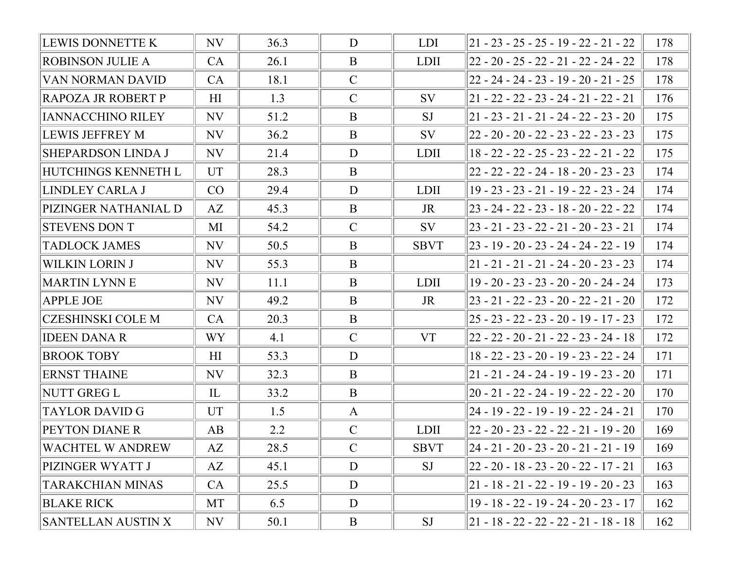| | | | | | | |
|---|---|---|---|---|---|---|
| LEWIS DONNETTE K | NV | 36.3 | D | LDI | 21 - 23 - 25 - 25 - 19 - 22 - 21 - 22 | 178 |
| ROBINSON JULIE A | CA | 26.1 | B | LDII | 22 - 20 - 25 - 22 - 21 - 22 - 24 - 22 | 178 |
| VAN NORMAN DAVID | CA | 18.1 | C | | 22 - 24 - 24 - 23 - 19 - 20 - 21 - 25 | 178 |
| RAPOZA JR ROBERT P | HI | 1.3 | C | SV | 21 - 22 - 22 - 23 - 24 - 21 - 22 - 21 | 176 |
| IANNACCHINO RILEY | NV | 51.2 | B | SJ | 21 - 23 - 21 - 21 - 24 - 22 - 23 - 20 | 175 |
| LEWIS JEFFREY M | NV | 36.2 | B | SV | 22 - 20 - 20 - 22 - 23 - 22 - 23 - 23 | 175 |
| SHEPARDSON LINDA J | NV | 21.4 | D | LDII | 18 - 22 - 22 - 25 - 23 - 22 - 21 - 22 | 175 |
| HUTCHINGS KENNETH L | UT | 28.3 | B | | 22 - 22 - 22 - 24 - 18 - 20 - 23 - 23 | 174 |
| LINDLEY CARLA J | CO | 29.4 | D | LDII | 19 - 23 - 23 - 21 - 19 - 22 - 23 - 24 | 174 |
| PIZINGER NATHANIAL D | AZ | 45.3 | B | JR | 23 - 24 - 22 - 23 - 18 - 20 - 22 - 22 | 174 |
| STEVENS DON T | MI | 54.2 | C | SV | 23 - 21 - 23 - 22 - 21 - 20 - 23 - 21 | 174 |
| TADLOCK JAMES | NV | 50.5 | B | SBVT | 23 - 19 - 20 - 23 - 24 - 24 - 22 - 19 | 174 |
| WILKIN LORIN J | NV | 55.3 | B | | 21 - 21 - 21 - 21 - 24 - 20 - 23 - 23 | 174 |
| MARTIN LYNN E | NV | 11.1 | B | LDII | 19 - 20 - 23 - 23 - 20 - 20 - 24 - 24 | 173 |
| APPLE JOE | NV | 49.2 | B | JR | 23 - 21 - 22 - 23 - 20 - 22 - 21 - 20 | 172 |
| CZESHINSKI COLE M | CA | 20.3 | B | | 25 - 23 - 22 - 23 - 20 - 19 - 17 - 23 | 172 |
| IDEEN DANA R | WY | 4.1 | C | VT | 22 - 22 - 20 - 21 - 22 - 23 - 24 - 18 | 172 |
| BROOK TOBY | HI | 53.3 | D | | 18 - 22 - 23 - 20 - 19 - 23 - 22 - 24 | 171 |
| ERNST THAINE | NV | 32.3 | B | | 21 - 21 - 24 - 24 - 19 - 19 - 23 - 20 | 171 |
| NUTT GREG L | IL | 33.2 | B | | 20 - 21 - 22 - 24 - 19 - 22 - 22 - 20 | 170 |
| TAYLOR DAVID G | UT | 1.5 | A | | 24 - 19 - 22 - 19 - 19 - 22 - 24 - 21 | 170 |
| PEYTON DIANE R | AB | 2.2 | C | LDII | 22 - 20 - 23 - 22 - 22 - 21 - 19 - 20 | 169 |
| WACHTEL W ANDREW | AZ | 28.5 | C | SBVT | 24 - 21 - 20 - 23 - 20 - 21 - 21 - 19 | 169 |
| PIZINGER WYATT J | AZ | 45.1 | D | SJ | 22 - 20 - 18 - 23 - 20 - 22 - 17 - 21 | 163 |
| TARAKCHIAN MINAS | CA | 25.5 | D | | 21 - 18 - 21 - 22 - 19 - 19 - 20 - 23 | 163 |
| BLAKE RICK | MT | 6.5 | D | | 19 - 18 - 22 - 19 - 24 - 20 - 23 - 17 | 162 |
| SANTELLAN AUSTIN X | NV | 50.1 | B | SJ | 21 - 18 - 22 - 22 - 22 - 21 - 18 - 18 | 162 |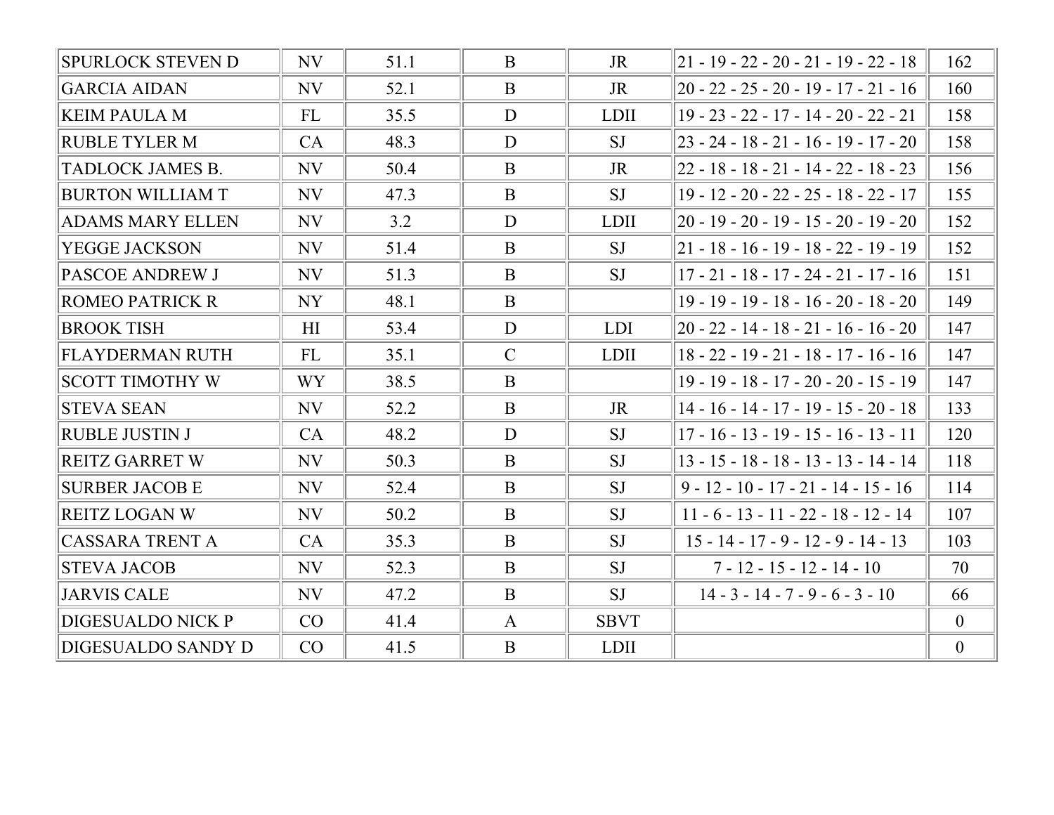| | | | | | | |
|---|---|---|---|---|---|---|
| SPURLOCK STEVEN D | NV | 51.1 | B | JR | 21 - 19 - 22 - 20 - 21 - 19 - 22 - 18 | 162 |
| GARCIA AIDAN | NV | 52.1 | B | JR | 20 - 22 - 25 - 20 - 19 - 17 - 21 - 16 | 160 |
| KEIM PAULA M | FL | 35.5 | D | LDII | 19 - 23 - 22 - 17 - 14 - 20 - 22 - 21 | 158 |
| RUBLE TYLER M | CA | 48.3 | D | SJ | 23 - 24 - 18 - 21 - 16 - 19 - 17 - 20 | 158 |
| TADLOCK JAMES B. | NV | 50.4 | B | JR | 22 - 18 - 18 - 21 - 14 - 22 - 18 - 23 | 156 |
| BURTON WILLIAM T | NV | 47.3 | B | SJ | 19 - 12 - 20 - 22 - 25 - 18 - 22 - 17 | 155 |
| ADAMS MARY ELLEN | NV | 3.2 | D | LDII | 20 - 19 - 20 - 19 - 15 - 20 - 19 - 20 | 152 |
| YEGGE JACKSON | NV | 51.4 | B | SJ | 21 - 18 - 16 - 19 - 18 - 22 - 19 - 19 | 152 |
| PASCOE ANDREW J | NV | 51.3 | B | SJ | 17 - 21 - 18 - 17 - 24 - 21 - 17 - 16 | 151 |
| ROMEO PATRICK R | NY | 48.1 | B | | 19 - 19 - 19 - 18 - 16 - 20 - 18 - 20 | 149 |
| BROOK TISH | HI | 53.4 | D | LDI | 20 - 22 - 14 - 18 - 21 - 16 - 16 - 20 | 147 |
| FLAYDERMAN RUTH | FL | 35.1 | C | LDII | 18 - 22 - 19 - 21 - 18 - 17 - 16 - 16 | 147 |
| SCOTT TIMOTHY W | WY | 38.5 | B | | 19 - 19 - 18 - 17 - 20 - 20 - 15 - 19 | 147 |
| STEVA SEAN | NV | 52.2 | B | JR | 14 - 16 - 14 - 17 - 19 - 15 - 20 - 18 | 133 |
| RUBLE JUSTIN J | CA | 48.2 | D | SJ | 17 - 16 - 13 - 19 - 15 - 16 - 13 - 11 | 120 |
| REITZ GARRET W | NV | 50.3 | B | SJ | 13 - 15 - 18 - 18 - 13 - 13 - 14 - 14 | 118 |
| SURBER JACOB E | NV | 52.4 | B | SJ | 9 - 12 - 10 - 17 - 21 - 14 - 15 - 16 | 114 |
| REITZ LOGAN W | NV | 50.2 | B | SJ | 11 - 6 - 13 - 11 - 22 - 18 - 12 - 14 | 107 |
| CASSARA TRENT A | CA | 35.3 | B | SJ | 15 - 14 - 17 - 9 - 12 - 9 - 14 - 13 | 103 |
| STEVA JACOB | NV | 52.3 | B | SJ | 7 - 12 - 15 - 12 - 14 - 10 | 70 |
| JARVIS CALE | NV | 47.2 | B | SJ | 14 - 3 - 14 - 7 - 9 - 6 - 3 - 10 | 66 |
| DIGESUALDO NICK P | CO | 41.4 | A | SBVT | | 0 |
| DIGESUALDO SANDY D | CO | 41.5 | B | LDII | | 0 |